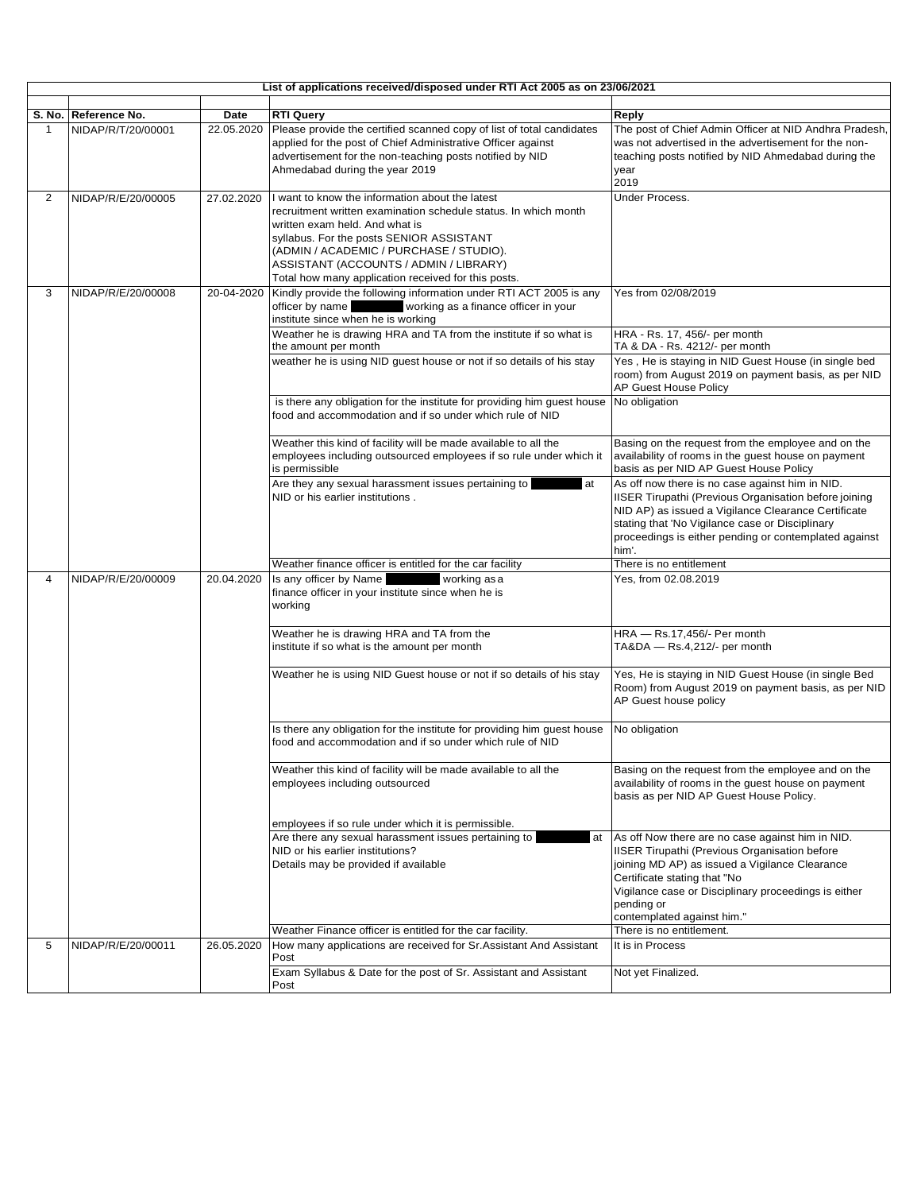**List of applications received/disposed under RTI Act 2005 as on 23/06/2021**

| S. No. | Reference No. | Date | RTI Query | Reply |
|---|---|---|---|---|
| 1 | NIDAP/R/T/20/00001 | 22.05.2020 | Please provide the certified scanned copy of list of total candidates applied for the post of Chief Administrative Officer against advertisement for the non-teaching posts notified by NID Ahmedabad during the year 2019 | The post of Chief Admin Officer at NID Andhra Pradesh, was not advertised in the advertisement for the non-teaching posts notified by NID Ahmedabad during the year 2019 |
| 2 | NIDAP/R/E/20/00005 | 27.02.2020 | I want to know the information about the latest recruitment written examination schedule status. In which month written exam held. And what is syllabus. For the posts SENIOR ASSISTANT (ADMIN / ACADEMIC / PURCHASE / STUDIO). ASSISTANT (ACCOUNTS / ADMIN / LIBRARY) Total how many application received for this posts. | Under Process. |
| 3 | NIDAP/R/E/20/00008 | 20-04-2020 | Kindly provide the following information under RTI ACT 2005 is any officer by name ███ working as a finance officer in your institute since when he is working | Yes from 02/08/2019 |
| | | | Weather he is drawing HRA and TA from the institute if so what is the amount per month | HRA - Rs. 17, 456/- per month TA & DA - Rs. 4212/- per month |
| | | | weather he is using NID guest house or not if so details of his stay | Yes , He is staying in NID Guest House (in single bed room) from August 2019 on payment basis, as per NID AP Guest House Policy |
| | | | is there any obligation for the institute for providing him guest house food and accommodation and if so under which rule of NID | No obligation |
| | | | Weather this kind of facility will be made available to all the employees including outsourced employees if so rule under which it is permissible | Basing on the request from the employee and on the availability of rooms in the guest house on payment basis as per NID AP Guest House Policy |
| | | | Are they any sexual harassment issues pertaining to ███ at NID or his earlier institutions . | As off now there is no case against him in NID. IISER Tirupathi (Previous Organisation before joining NID AP) as issued a Vigilance Clearance Certificate stating that 'No Vigilance case or Disciplinary proceedings is either pending or contemplated against him'. |
| | | | Weather finance officer is entitled for the car facility | There is no entitlement |
| 4 | NIDAP/R/E/20/00009 | 20.04.2020 | Is any officer by Name ███ working as a finance officer in your institute since when he is working | Yes, from 02.08.2019 |
| | | | Weather he is drawing HRA and TA from the institute if so what is the amount per month | HRA — Rs.17,456/- Per month TA&DA — Rs.4,212/- per month |
| | | | Weather he is using NID Guest house or not if so details of his stay | Yes, He is staying in NID Guest House (in single Bed Room) from August 2019 on payment basis, as per NID AP Guest house policy |
| | | | Is there any obligation for the institute for providing him guest house food and accommodation and if so under which rule of NID | No obligation |
| | | | Weather this kind of facility will be made available to all the employees including outsourced employees if so rule under which it is permissible. | Basing on the request from the employee and on the availability of rooms in the guest house on payment basis as per NID AP Guest House Policy. |
| | | | Are there any sexual harassment issues pertaining to ███ at NID or his earlier institutions? Details may be provided if available | As off Now there are no case against him in NID. IISER Tirupathi (Previous Organisation before joining MD AP) as issued a Vigilance Clearance Certificate stating that "No Vigilance case or Disciplinary proceedings is either pending or contemplated against him." |
| | | | Weather Finance officer is entitled for the car facility. | There is no entitlement. |
| 5 | NIDAP/R/E/20/00011 | 26.05.2020 | How many applications are received for Sr.Assistant And Assistant Post | It is in Process |
| | | | Exam Syllabus & Date for the post of Sr. Assistant and Assistant Post | Not yet Finalized. |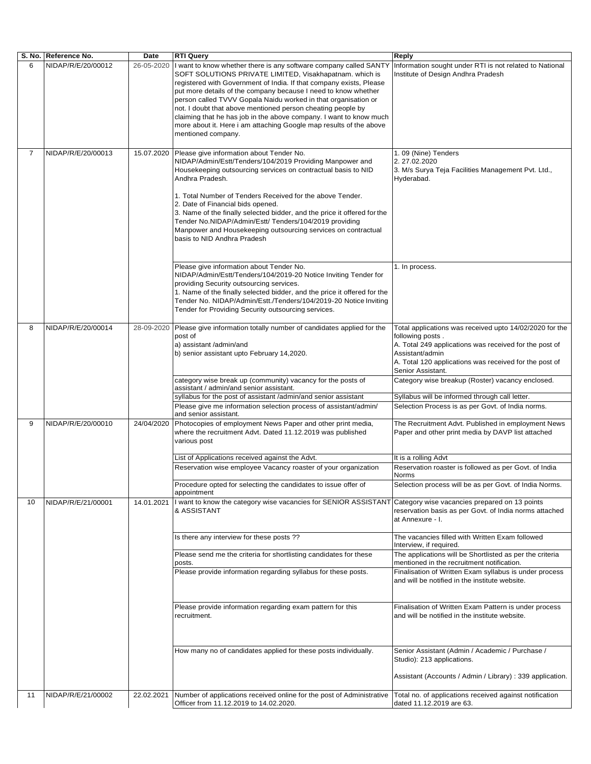| S. No. | Reference No. | Date | RTI Query | Reply |
|---|---|---|---|---|
| 6 | NIDAP/R/E/20/00012 | 26-05-2020 | I want to know whether there is any software company called SANTY SOFT SOLUTIONS PRIVATE LIMITED, Visakhapatnam. which is registered with Government of India. If that company exists, Please put more details of the company because I need to know whether person called TVVV Gopala Naidu worked in that organisation or not. I doubt that above mentioned person cheating people by claiming that he has job in the above company. I want to know much more about it. Here i am attaching Google map results of the above mentioned company. | Information sought under RTI is not related to National Institute of Design Andhra Pradesh |
| 7 | NIDAP/R/E/20/00013 | 15.07.2020 | Please give information about Tender No. NIDAP/Admin/Estt/Tenders/104/2019 Providing Manpower and Housekeeping outsourcing services on contractual basis to NID Andhra Pradesh.<br><br>1. Total Number of Tenders Received for the above Tender.<br>2. Date of Financial bids opened.<br>3. Name of the finally selected bidder, and the price it offered for the Tender No.NIDAP/Admin/Estt/ Tenders/104/2019 providing Manpower and Housekeeping outsourcing services on contractual basis to NID Andhra Pradesh | 1. 09 (Nine) Tenders<br>2. 27.02.2020<br>3. M/s Surya Teja Facilities Management Pvt. Ltd., Hyderabad. |
| | | | Please give information about Tender No. NIDAP/Admin/Estt/Tenders/104/2019-20 Notice Inviting Tender for providing Security outsourcing services.<br>1. Name of the finally selected bidder, and the price it offered for the Tender No. NIDAP/Admin/Estt./Tenders/104/2019-20 Notice Inviting Tender for Providing Security outsourcing services. | 1. In process. |
| 8 | NIDAP/R/E/20/00014 | 28-09-2020 | Please give information totally number of candidates applied for the post of<br>a) assistant /admin/and<br>b) senior assistant upto February 14,2020. | Total applications was received upto 14/02/2020 for the following posts .<br>A. Total 249 applications was received for the post of Assistant/admin<br>A. Total 120 applications was received for the post of Senior Assistant. |
| | | | category wise break up (community) vacancy for the posts of assistant / admin/and senior assistant. | Category wise breakup (Roster) vacancy enclosed. |
| | | | syllabus for the post of assistant /admin/and senior assistant | Syllabus will be informed through call letter. |
| | | | Please give me information selection process of assistant/admin/ and senior assistant. | Selection Process is as per Govt. of India norms. |
| 9 | NIDAP/R/E/20/00010 | 24/04/2020 | Photocopies of employment News Paper and other print media, where the recruitment Advt. Dated 11.12.2019 was published various post | The Recruitment Advt. Published in employment News Paper and other print media by DAVP list attached |
| | | | List of Applications received against the Advt. | It is a rolling Advt |
| | | | Reservation wise employee Vacancy roaster of your organization | Reservation roaster is followed as per Govt. of India Norms |
| | | | Procedure opted for selecting the candidates to issue offer of appointment | Selection process will be as per Govt. of India Norms. |
| 10 | NIDAP/R/E/21/00001 | 14.01.2021 | I want to know the category wise vacancies for SENIOR ASSISTANT & ASSISTANT | Category wise vacancies prepared on 13 points reservation basis as per Govt. of India norms attached at Annexure - I. |
| | | | Is there any interview for these posts ?? | The vacancies filled with Written Exam followed Interview, if required. |
| | | | Please send me the criteria for shortlisting candidates for these posts. | The applications will be Shortlisted as per the criteria mentioned in the recruitment notification. |
| | | | Please provide information regarding syllabus for these posts. | Finalisation of Written Exam syllabus is under process and will be notified in the institute website. |
| | | | Please provide information regarding exam pattern for this recruitment. | Finalisation of Written Exam Pattern is under process and will be notified in the institute website. |
| | | | How many no of candidates applied for these posts individually. | Senior Assistant (Admin / Academic / Purchase / Studio): 213 applications.<br><br>Assistant (Accounts / Admin / Library) : 339 application. |
| 11 | NIDAP/R/E/21/00002 | 22.02.2021 | Number of applications received online for the post of Administrative Officer from 11.12.2019 to 14.02.2020. | Total no. of applications received against notification dated 11.12.2019 are 63. |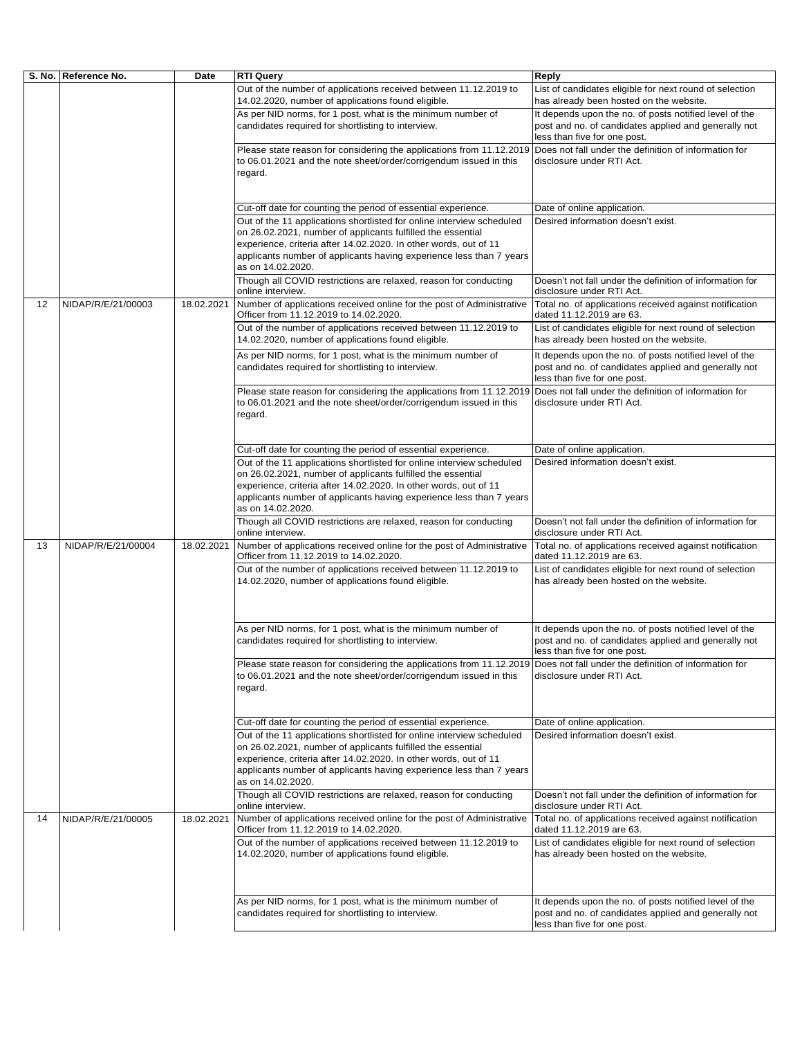| S. No. | Reference No. | Date | RTI Query | Reply |
|---|---|---|---|---|
| | | | Out of the number of applications received between 11.12.2019 to 14.02.2020, number of applications found eligible. | List of candidates eligible for next round of selection has already been hosted on the website. |
| | | | As per NID norms, for 1 post, what is the minimum number of candidates required for shortlisting to interview. | It depends upon the no. of posts notified level of the post and no. of candidates applied and generally not less than five for one post. |
| | | | Please state reason for considering the applications from 11.12.2019 to 06.01.2021 and the note sheet/order/corrigendum issued in this regard. | Does not fall under the definition of information for disclosure under RTI Act. |
| | | | Cut-off date for counting the period of essential experience. | Date of online application. |
| | | | Out of the 11 applications shortlisted for online interview scheduled on 26.02.2021, number of applicants fulfilled the essential experience, criteria after 14.02.2020. In other words, out of 11 applicants number of applicants having experience less than 7 years as on 14.02.2020. | Desired information doesn't exist. |
| | | | Though all COVID restrictions are relaxed, reason for conducting online interview. | Doesn't not fall under the definition of information for disclosure under RTI Act. |
| 12 | NIDAP/R/E/21/00003 | 18.02.2021 | Number of applications received online for the post of Administrative Officer from 11.12.2019 to 14.02.2020. | Total no. of applications received against notification dated 11.12.2019 are 63. |
| | | | Out of the number of applications received between 11.12.2019 to 14.02.2020, number of applications found eligible. | List of candidates eligible for next round of selection has already been hosted on the website. |
| | | | As per NID norms, for 1 post, what is the minimum number of candidates required for shortlisting to interview. | It depends upon the no. of posts notified level of the post and no. of candidates applied and generally not less than five for one post. |
| | | | Please state reason for considering the applications from 11.12.2019 to 06.01.2021 and the note sheet/order/corrigendum issued in this regard. | Does not fall under the definition of information for disclosure under RTI Act. |
| | | | Cut-off date for counting the period of essential experience. | Date of online application. |
| | | | Out of the 11 applications shortlisted for online interview scheduled on 26.02.2021, number of applicants fulfilled the essential experience, criteria after 14.02.2020. In other words, out of 11 applicants number of applicants having experience less than 7 years as on 14.02.2020. | Desired information doesn't exist. |
| | | | Though all COVID restrictions are relaxed, reason for conducting online interview. | Doesn't not fall under the definition of information for disclosure under RTI Act. |
| 13 | NIDAP/R/E/21/00004 | 18.02.2021 | Number of applications received online for the post of Administrative Officer from 11.12.2019 to 14.02.2020. | Total no. of applications received against notification dated 11.12.2019 are 63. |
| | | | Out of the number of applications received between 11.12.2019 to 14.02.2020, number of applications found eligible. | List of candidates eligible for next round of selection has already been hosted on the website. |
| | | | As per NID norms, for 1 post, what is the minimum number of candidates required for shortlisting to interview. | It depends upon the no. of posts notified level of the post and no. of candidates applied and generally not less than five for one post. |
| | | | Please state reason for considering the applications from 11.12.2019 to 06.01.2021 and the note sheet/order/corrigendum issued in this regard. | Does not fall under the definition of information for disclosure under RTI Act. |
| | | | Cut-off date for counting the period of essential experience. | Date of online application. |
| | | | Out of the 11 applications shortlisted for online interview scheduled on 26.02.2021, number of applicants fulfilled the essential experience, criteria after 14.02.2020. In other words, out of 11 applicants number of applicants having experience less than 7 years as on 14.02.2020. | Desired information doesn't exist. |
| | | | Though all COVID restrictions are relaxed, reason for conducting online interview. | Doesn't not fall under the definition of information for disclosure under RTI Act. |
| 14 | NIDAP/R/E/21/00005 | 18.02.2021 | Number of applications received online for the post of Administrative Officer from 11.12.2019 to 14.02.2020. | Total no. of applications received against notification dated 11.12.2019 are 63. |
| | | | Out of the number of applications received between 11.12.2019 to 14.02.2020, number of applications found eligible. | List of candidates eligible for next round of selection has already been hosted on the website. |
| | | | As per NID norms, for 1 post, what is the minimum number of candidates required for shortlisting to interview. | It depends upon the no. of posts notified level of the post and no. of candidates applied and generally not less than five for one post. |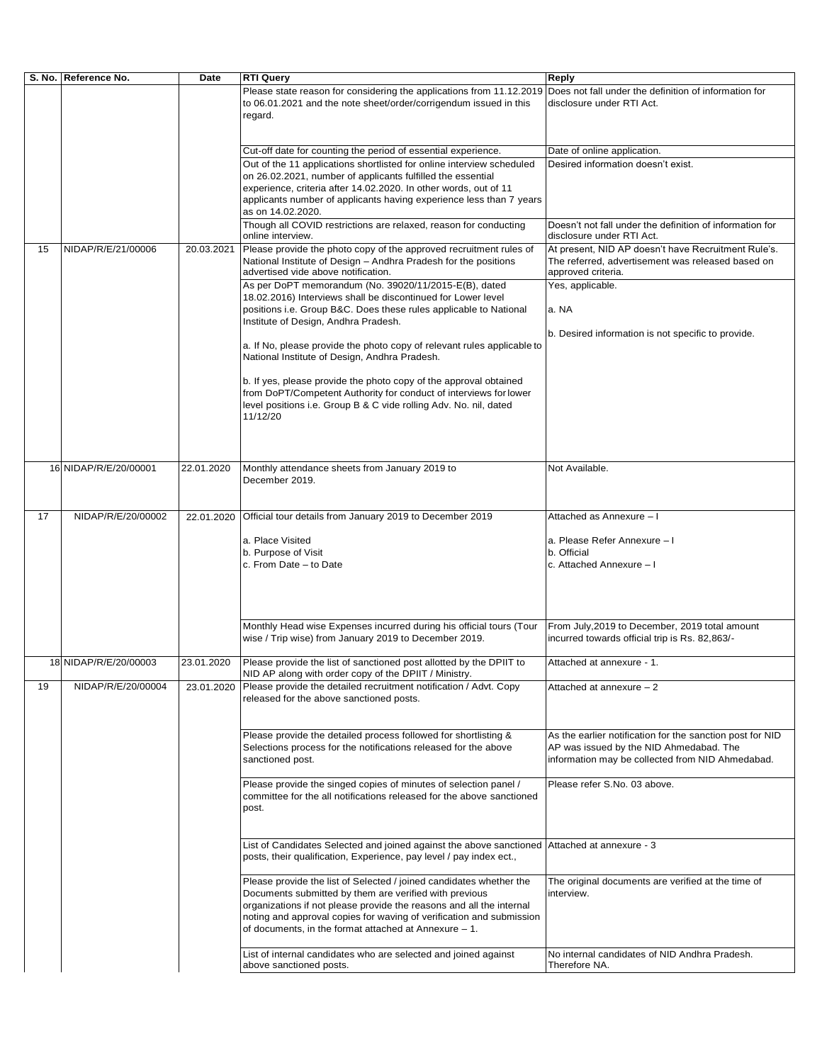| S. No. | Reference No. | Date | RTI Query | Reply |
|---|---|---|---|---|
| | | | Please state reason for considering the applications from 11.12.2019 to 06.01.2021 and the note sheet/order/corrigendum issued in this regard. | Does not fall under the definition of information for disclosure under RTI Act. |
| | | | Cut-off date for counting the period of essential experience. | Date of online application. |
| | | | Out of the 11 applications shortlisted for online interview scheduled on 26.02.2021, number of applicants fulfilled the essential experience, criteria after 14.02.2020. In other words, out of 11 applicants number of applicants having experience less than 7 years as on 14.02.2020. | Desired information doesn't exist. |
| | | | Though all COVID restrictions are relaxed, reason for conducting online interview. | Doesn't not fall under the definition of information for disclosure under RTI Act. |
| 15 | NIDAP/R/E/21/00006 | 20.03.2021 | Please provide the photo copy of the approved recruitment rules of National Institute of Design – Andhra Pradesh for the positions advertised vide above notification. | At present, NID AP doesn't have Recruitment Rule's. The referred, advertisement was released based on approved criteria. |
| | | | As per DoPT memorandum (No. 39020/11/2015-E(B), dated 18.02.2016) Interviews shall be discontinued for Lower level positions i.e. Group B&C. Does these rules applicable to National Institute of Design, Andhra Pradesh.<br><br>a. If No, please provide the photo copy of relevant rules applicable to National Institute of Design, Andhra Pradesh.<br><br>b. If yes, please provide the photo copy of the approval obtained from DoPT/Competent Authority for conduct of interviews for lower level positions i.e. Group B & C vide rolling Adv. No. nil, dated 11/12/20 | Yes, applicable.<br><br>a. NA<br><br>b. Desired information is not specific to provide. |
| 16 | NIDAP/R/E/20/00001 | 22.01.2020 | Monthly attendance sheets from January 2019 to December 2019. | Not Available. |
| 17 | NIDAP/R/E/20/00002 | 22.01.2020 | Official tour details from January 2019 to December 2019<br><br>a. Place Visited<br>b. Purpose of Visit<br>c. From Date – to Date | Attached as Annexure – I<br><br>a. Please Refer Annexure – I<br>b. Official<br>c. Attached Annexure – I |
| | | | Monthly Head wise Expenses incurred during his official tours (Tour wise / Trip wise) from January 2019 to December 2019. | From July,2019 to December, 2019 total amount incurred towards official trip is Rs. 82,863/- |
| 18 | NIDAP/R/E/20/00003 | 23.01.2020 | Please provide the list of sanctioned post allotted by the DPIIT to NID AP along with order copy of the DPIIT / Ministry. | Attached at annexure - 1. |
| 19 | NIDAP/R/E/20/00004 | 23.01.2020 | Please provide the detailed recruitment notification / Advt. Copy released for the above sanctioned posts. | Attached at annexure – 2 |
| | | | Please provide the detailed process followed for shortlisting & Selections process for the notifications released for the above sanctioned post. | As the earlier notification for the sanction post for NID AP was issued by the NID Ahmedabad. The information may be collected from NID Ahmedabad. |
| | | | Please provide the singed copies of minutes of selection panel / committee for the all notifications released for the above sanctioned post. | Please refer S.No. 03 above. |
| | | | List of Candidates Selected and joined against the above sanctioned posts, their qualification, Experience, pay level / pay index ect., | Attached at annexure - 3 |
| | | | Please provide the list of Selected / joined candidates whether the Documents submitted by them are verified with previous organizations if not please provide the reasons and all the internal noting and approval copies for waving of verification and submission of documents, in the format attached at Annexure – 1. | The original documents are verified at the time of interview. |
| | | | List of internal candidates who are selected and joined against above sanctioned posts. | No internal candidates of NID Andhra Pradesh. Therefore NA. |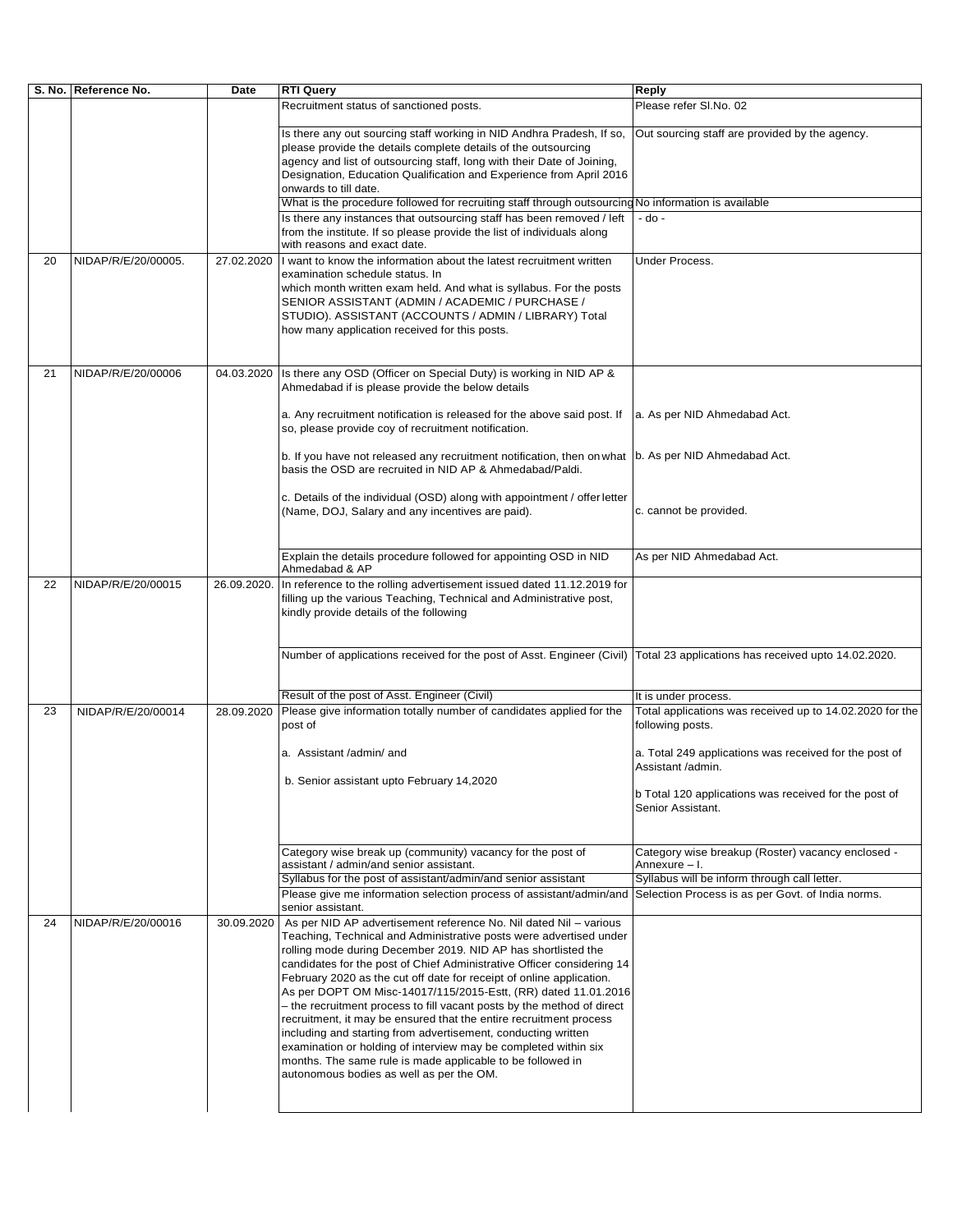| S. No. | Reference No. | Date | RTI Query | Reply |
|---|---|---|---|---|
| | | | Recruitment status of sanctioned posts. | Please refer Sl.No. 02 |
| | | | Is there any out sourcing staff working in NID Andhra Pradesh, If so, please provide the details complete details of the outsourcing agency and list of outsourcing staff, long with their Date of Joining, Designation, Education Qualification and Experience from April 2016 onwards to till date. | Out sourcing staff are provided by the agency. |
| | | | What is the procedure followed for recruiting staff through outsourcing | No information is available |
| | | | Is there any instances that outsourcing staff has been removed / left from the institute. If so please provide the list of individuals along with reasons and exact date. | - do - |
| 20 | NIDAP/R/E/20/00005. | 27.02.2020 | I want to know the information about the latest recruitment written examination schedule status. In which month written exam held. And what is syllabus. For the posts SENIOR ASSISTANT (ADMIN / ACADEMIC / PURCHASE / STUDIO). ASSISTANT (ACCOUNTS / ADMIN / LIBRARY) Total how many application received for this posts. | Under Process. |
| 21 | NIDAP/R/E/20/00006 | 04.03.2020 | Is there any OSD (Officer on Special Duty) is working in NID AP & Ahmedabad if is please provide the below details | |
| | | | a. Any recruitment notification is released for the above said post. If so, please provide coy of recruitment notification. | a. As per NID Ahmedabad Act. |
| | | | b. If you have not released any recruitment notification, then on what basis the OSD are recruited in NID AP & Ahmedabad/Paldi. | b. As per NID Ahmedabad Act. |
| | | | c. Details of the individual (OSD) along with appointment / offer letter (Name, DOJ, Salary and any incentives are paid). | c. cannot be provided. |
| | | | Explain the details procedure followed for appointing OSD in NID Ahmedabad & AP | As per NID Ahmedabad Act. |
| 22 | NIDAP/R/E/20/00015 | 26.09.2020. | In reference to the rolling advertisement issued dated 11.12.2019 for filling up the various Teaching, Technical and Administrative post, kindly provide details of the following | |
| | | | Number of applications received for the post of Asst. Engineer (Civil) | Total 23 applications has received upto 14.02.2020. |
| | | | Result of the post of Asst. Engineer (Civil) | It is under process. |
| 23 | NIDAP/R/E/20/00014 | 28.09.2020 | Please give information totally number of candidates applied for the post of<br><br>a. Assistant /admin/ and<br><br>b. Senior assistant upto February 14,2020 | Total applications was received up to 14.02.2020 for the following posts.<br><br>a. Total 249 applications was received for the post of Assistant /admin.<br><br>b Total 120 applications was received for the post of Senior Assistant. |
| | | | Category wise break up (community) vacancy for the post of assistant / admin/and senior assistant. | Category wise breakup (Roster) vacancy enclosed - Annexure – I. |
| | | | Syllabus for the post of assistant/admin/and senior assistant | Syllabus will be inform through call letter. |
| | | | Please give me information selection process of assistant/admin/and senior assistant. | Selection Process is as per Govt. of India norms. |
| 24 | NIDAP/R/E/20/00016 | 30.09.2020 | As per NID AP advertisement reference No. Nil dated Nil – various Teaching, Technical and Administrative posts were advertised under rolling mode during December 2019. NID AP has shortlisted the candidates for the post of Chief Administrative Officer considering 14 February 2020 as the cut off date for receipt of online application. As per DOPT OM Misc-14017/115/2015-Estt, (RR) dated 11.01.2016 – the recruitment process to fill vacant posts by the method of direct recruitment, it may be ensured that the entire recruitment process including and starting from advertisement, conducting written examination or holding of interview may be completed within six months. The same rule is made applicable to be followed in autonomous bodies as well as per the OM. | |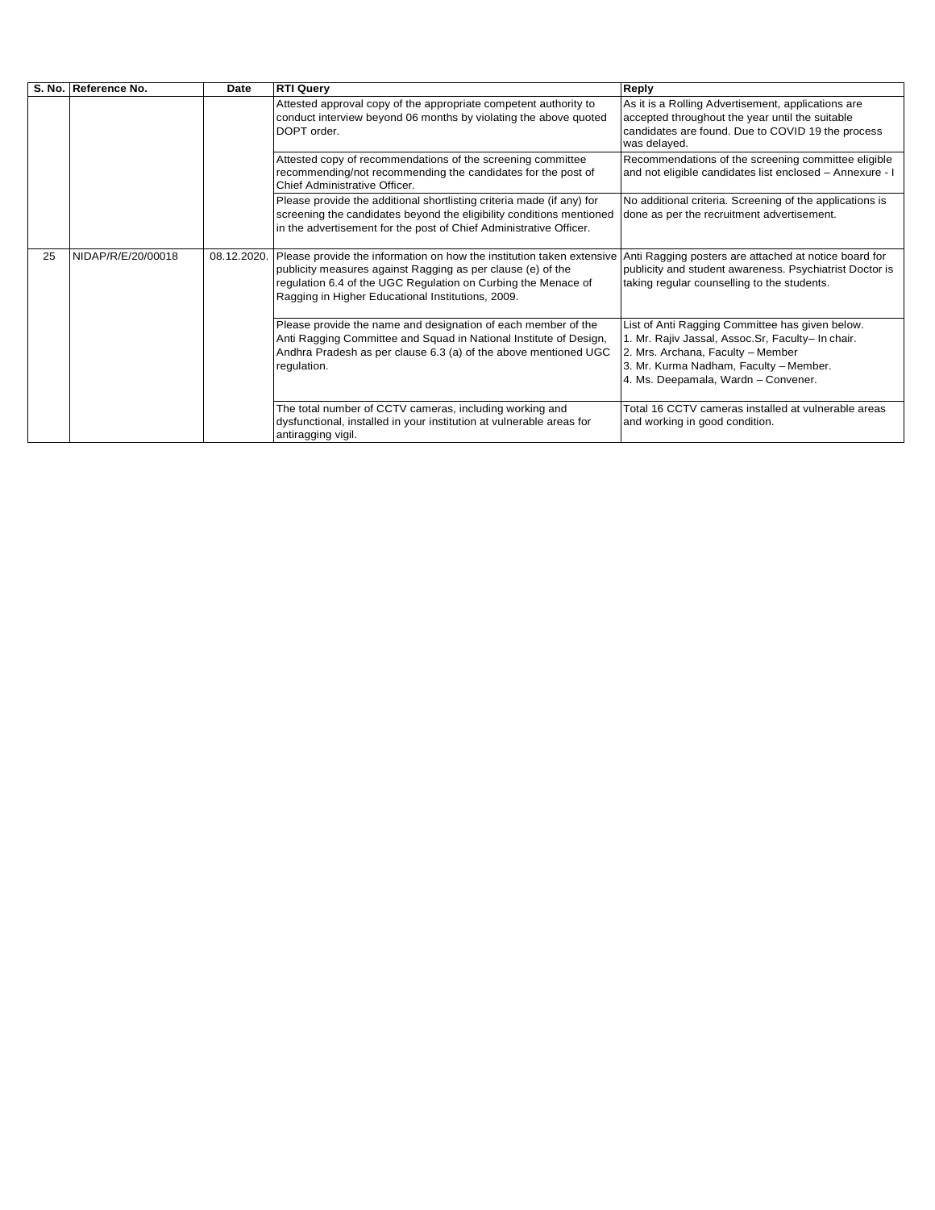| S. No. | Reference No. | Date | RTI Query | Reply |
|---|---|---|---|---|
| | | | Attested approval copy of the appropriate competent authority to conduct interview beyond 06 months by violating the above quoted DOPT order. | As it is a Rolling Advertisement, applications are accepted throughout the year until the suitable candidates are found. Due to COVID 19 the process was delayed. |
| | | | Attested copy of recommendations of the screening committee recommending/not recommending the candidates for the post of Chief Administrative Officer. | Recommendations of the screening committee eligible and not eligible candidates list enclosed – Annexure - I |
| | | | Please provide the additional shortlisting criteria made (if any) for screening the candidates beyond the eligibility conditions mentioned in the advertisement for the post of Chief Administrative Officer. | No additional criteria. Screening of the applications is done as per the recruitment advertisement. |
| 25 | NIDAP/R/E/20/00018 | 08.12.2020. | Please provide the information on how the institution taken extensive publicity measures against Ragging as per clause (e) of the regulation 6.4 of the UGC Regulation on Curbing the Menace of Ragging in Higher Educational Institutions, 2009. | Anti Ragging posters are attached at notice board for publicity and student awareness. Psychiatrist Doctor is taking regular counselling to the students. |
| | | | Please provide the name and designation of each member of the Anti Ragging Committee and Squad in National Institute of Design, Andhra Pradesh as per clause 6.3 (a) of the above mentioned UGC regulation. | List of Anti Ragging Committee has given below.<br>1. Mr. Rajiv Jassal, Assoc.Sr, Faculty– In chair.<br>2. Mrs. Archana, Faculty – Member<br>3. Mr. Kurma Nadham, Faculty – Member.<br>4. Ms. Deepamala, Wardn – Convener. |
| | | | The total number of CCTV cameras, including working and dysfunctional, installed in your institution at vulnerable areas for antiragging vigil. | Total 16 CCTV cameras installed at vulnerable areas and working in good condition. |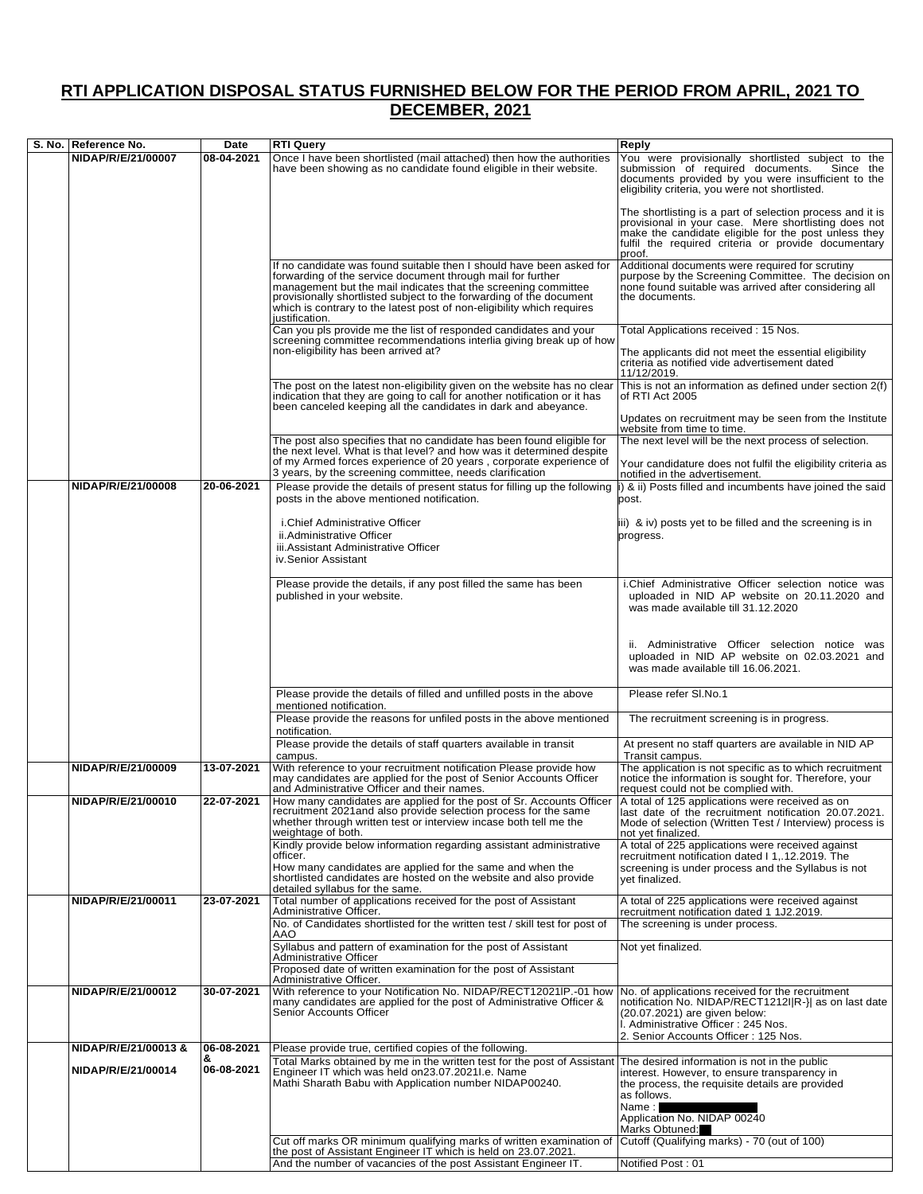## RTI APPLICATION DISPOSAL STATUS FURNISHED BELOW FOR THE PERIOD FROM APRIL, 2021 TO DECEMBER, 2021

| S. No. | Reference No. | Date | RTI Query | Reply |
|---|---|---|---|---|
| | NIDAP/R/E/21/00007 | 08-04-2021 | Once I have been shortlisted (mail attached) then how the authorities have been showing as no candidate found eligible in their website. | You were provisionally shortlisted subject to the submission of required documents. Since the documents provided by you were insufficient to the eligibility criteria, you were not shortlisted.<br><br>The shortlisting is a part of selection process and it is provisional in your case. Mere shortlisting does not make the candidate eligible for the post unless they fulfil the required criteria or provide documentary proof. |
| | | | If no candidate was found suitable then I should have been asked for forwarding of the service document through mail for further management but the mail indicates that the screening committee provisionally shortlisted subject to the forwarding of the document which is contrary to the latest post of non-eligibility which requires justification. | Additional documents were required for scrutiny purpose by the Screening Committee. The decision on none found suitable was arrived after considering all the documents. |
| | | | Can you pls provide me the list of responded candidates and your screening committee recommendations interlia giving break up of how non-eligibility has been arrived at? | Total Applications received : 15 Nos.<br><br>The applicants did not meet the essential eligibility criteria as notified vide advertisement dated 11/12/2019. |
| | | | The post on the latest non-eligibility given on the website has no clear indication that they are going to call for another notification or it has been canceled keeping all the candidates in dark and abeyance. | This is not an information as defined under section 2(f) of RTI Act 2005<br><br>Updates on recruitment may be seen from the Institute website from time to time. |
| | | | The post also specifies that no candidate has been found eligible for the next level. What is that level? and how was it determined despite of my Armed forces experience of 20 years , corporate experience of 3 years, by the screening committee, needs clarification | The next level will be the next process of selection.<br><br>Your candidature does not fulfil the eligibility criteria as notified in the advertisement. |
| | NIDAP/R/E/21/00008 | 20-06-2021 | Please provide the details of present status for filling up the following posts in the above mentioned notification.<br><br>i.Chief Administrative Officer<br>ii.Administrative Officer<br>iii.Assistant Administrative Officer<br>iv.Senior Assistant | i) & ii) Posts filled and incumbents have joined the said post.<br><br>iii) & iv) posts yet to be filled and the screening is in progress. |
| | | | Please provide the details, if any post filled the same has been published in your website. | i.Chief Administrative Officer selection notice was uploaded in NID AP website on 20.11.2020 and was made available till 31.12.2020<br><br>ii. Administrative Officer selection notice was uploaded in NID AP website on 02.03.2021 and was made available till 16.06.2021. |
| | | | Please provide the details of filled and unfilled posts in the above mentioned notification. | Please refer Sl.No.1 |
| | | | Please provide the reasons for unfiled posts in the above mentioned notification. | The recruitment screening is in progress. |
| | | | Please provide the details of staff quarters available in transit campus. | At present no staff quarters are available in NID AP Transit campus. |
| | NIDAP/R/E/21/00009 | 13-07-2021 | With reference to your recruitment notification Please provide how may candidates are applied for the post of Senior Accounts Officer and Administrative Officer and their names. | The application is not specific as to which recruitment notice the information is sought for. Therefore, your request could not be complied with. |
| | NIDAP/R/E/21/00010 | 22-07-2021 | How many candidates are applied for the post of Sr. Accounts Officer recruitment 2021and also provide selection process for the same whether through written test or interview incase both tell me the weightage of both. | A total of 125 applications were received as on last date of the recruitment notification 20.07.2021. Mode of selection (Written Test / Interview) process is not yet finalized. |
| | | | Kindly provide below information regarding assistant administrative officer.<br>How many candidates are applied for the same and when the shortlisted candidates are hosted on the website and also provide detailed syllabus for the same. | A total of 225 applications were received against recruitment notification dated I 1,.12.2019. The screening is under process and the Syllabus is not yet finalized. |
| | NIDAP/R/E/21/00011 | 23-07-2021 | Total number of applications received for the post of Assistant Administrative Officer. | A total of 225 applications were received against recruitment notification dated 1 1J2.2019. |
| | | | No. of Candidates shortlisted for the written test / skill test for post of AAO | The screening is under process. |
| | | | Syllabus and pattern of examination for the post of Assistant Administrative Officer<br>Proposed date of written examination for the post of Assistant Administrative Officer. | Not yet finalized. |
| | NIDAP/R/E/21/00012 | 30-07-2021 | With reference to your Notification No. NIDAP/RECT12021lP.-01 how many candidates are applied for the post of Administrative Officer & Senior Accounts Officer | No. of applications received for the recruitment notification No. NIDAP/RECT1212I\|R-}\| as on last date (20.07.2021) are given below:<br>I. Administrative Officer : 245 Nos.<br>2. Senior Accounts Officer : 125 Nos. |
| | NIDAP/R/E/21/00013 &<br><br>NIDAP/R/E/21/00014 | 06-08-2021<br>&<br>06-08-2021 | Please provide true, certified copies of the following. | |
| | | | Total Marks obtained by me in the written test for the post of Assistant Engineer IT which was held on23.07.2021I.e. Name Mathi Sharath Babu with Application number NIDAP00240. | The desired information is not in the public interest. However, to ensure transparency in the process, the requisite details are provided as follows.<br>Name : [REDACTED]<br>Application No. NIDAP 00240<br>Marks Obtuned: [REDACTED] |
| | | | Cut off marks OR minimum qualifying marks of written examination of the post of Assistant Engineer IT which is held on 23.07.2021. | Cutoff (Qualifying marks) - 70 (out of 100) |
| | | | And the number of vacancies of the post Assistant Engineer IT. | Notified Post : 01 |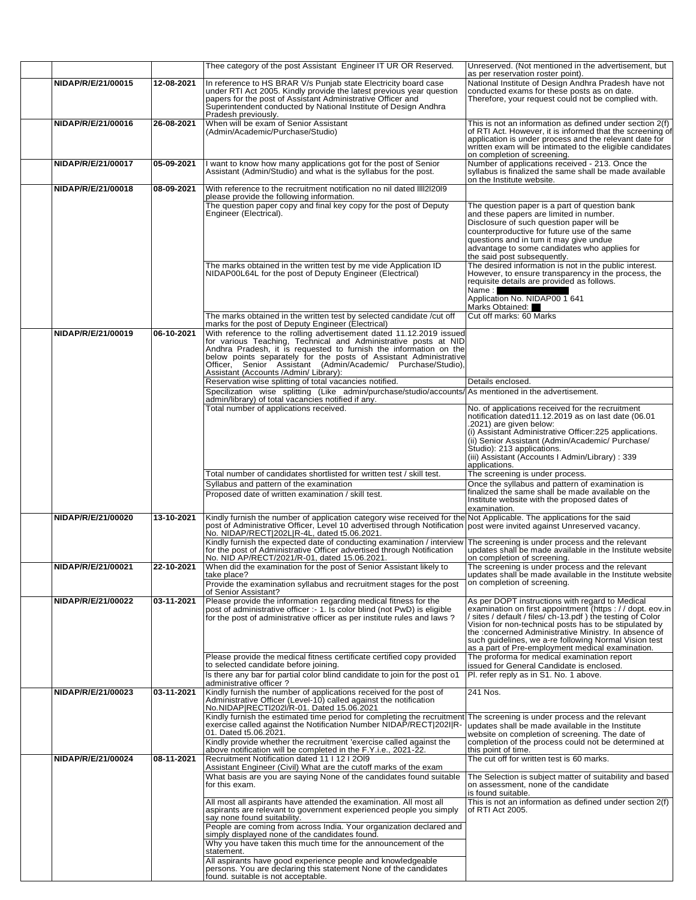| | | | | |
|---|---|---|---|---|
| | | | Thee category of the post Assistant Engineer IT UR OR Reserved. | Unreserved. (Not mentioned in the advertisement, but as per reservation roster point). |
| | NIDAP/R/E/21/00015 | 12-08-2021 | In reference to HS BRAR V/s Punjab state Electricity board case under RTI Act 2005. Kindly provide the latest previous year question papers for the post of Assistant Administrative Officer and Superintendent conducted by National Institute of Design Andhra Pradesh previously. | National Institute of Design Andhra Pradesh have not conducted exams for these posts as on date. Therefore, your request could not be complied with. |
| | NIDAP/R/E/21/00016 | 26-08-2021 | When will be exam of Senior Assistant (Admin/Academic/Purchase/Studio) | This is not an information as defined under section 2(f) of RTI Act. However, it is informed that the screening of application is under process and the relevant date for written exam will be intimated to the eligible candidates on completion of screening. |
| | NIDAP/R/E/21/00017 | 05-09-2021 | I want to know how many applications got for the post of Senior Assistant (Admin/Studio) and what is the syllabus for the post. | Number of applications received - 213. Once the syllabus is finalized the same shall be made available on the Institute website. |
| | NIDAP/R/E/21/00018 | 08-09-2021 | With reference to the recruitment notification no nil dated llll2l20l9 please provide the following information. | |
| | | | The question paper copy and final key copy for the post of Deputy Engineer (Electrical). | The question paper is a part of question bank and these papers are limited in number. Disclosure of such question paper will be counterproductive for future use of the same questions and in tum it may give undue advantage to some candidates who applies for the said post subsequently. |
| | | | The marks obtained in the written test by me vide Application ID NIDAP00L64L for the post of Deputy Engineer (Electrical) | The desired information is not in the public interest. However, to ensure transparency in the process, the requisite details are provided as follows. Name : [REDACTED] Application No. NIDAP00 1 641 Marks Obtained: [REDACTED] |
| | | | The marks obtained in the written test by selected candidate /cut off marks for the post of Deputy Engineer (Electrical) | Cut off marks: 60 Marks |
| | NIDAP/R/E/21/00019 | 06-10-2021 | With reference to the rolling advertisement dated 11.12.2019 issued for various Teaching, Technical and Administrative posts at NID Andhra Pradesh, it is requested to furnish the information on the below points separately for the posts of Assistant Administrative Officer, Senior Assistant (Admin/Academic/ Purchase/Studio), Assistant (Accounts /Admin/ Library): | |
| | | | Reservation wise splitting of total vacancies notified. | Details enclosed. |
| | | | Specilization wise splitting (Like admin/purchase/studio/accounts/ admin/library) of total vacancies notified if any. | As mentioned in the advertisement. |
| | | | Total number of applications received. | No. of applications received for the recruitment notification dated11.12.2019 as on last date (06.01 .2021) are given below: (i) Assistant Administrative Officer:225 applications. (ii) Senior Assistant (Admin/Academic/ Purchase/ Studio): 213 applications. (iii) Assistant (Accounts I Admin/Library) : 339 applications. |
| | | | Total number of candidates shortlisted for written test / skill test. | The screening is under process. |
| | | | Syllabus and pattern of the examination | Once the syllabus and pattern of examination is finalized the same shall be made available on the Institute website with the proposed dates of examination. |
| | | | Proposed date of written examination / skill test. | |
| | NIDAP/R/E/21/00020 | 13-10-2021 | Kindly furnish the number of application category wise received for the post of Administrative Officer, Level 10 advertised through Notification No. NIDAP/RECT\|202L\|R-4L, dated t5.06.2021. | Not Applicable. The applications for the said post were invited against Unreserved vacancy. |
| | | | Kindly furnish the expected date of conducting examination / interview for the post of Administrative Officer advertised through Notification No. NID AP/RECT/2021/R-01, dated 15.06.2021. | The screening is under process and the relevant updates shall be made available in the Institute website on completion of screening. |
| | NIDAP/R/E/21/00021 | 22-10-2021 | When did the examination for the post of Senior Assistant likely to take place? | The screening is under process and the relevant updates shall be made available in the Institute website on completion of screening. |
| | | | Provide the examination syllabus and recruitment stages for the post of Senior Assistant? | |
| | NIDAP/R/E/21/00022 | 03-11-2021 | Please provide the information regarding medical fitness for the post of administrative officer :- 1. Is color blind (not PwD) is eligible for the post of administrative officer as per institute rules and laws ? | As per DOPT instructions with regard to Medical examination on first appointment (https : / / dopt. eov.in / sites / default / files/ ch-13.pdf ) the testing of Color Vision for non-technical posts has to be stipulated by the :concerned Administrative Ministry. In absence of such guidelines, we a-re following Normal Vision test as a part of Pre-employment medical examination. |
| | | | Please provide the medical fitness certificate certified copy provided to selected candidate before joining. | The proforma for medical examination report issued for General Candidate is enclosed. |
| | | | Is there any bar for partial color blind candidate to join for the post o1 administrative officer ? | Pl. refer reply as in S1. No. 1 above. |
| | NIDAP/R/E/21/00023 | 03-11-2021 | Kindly furnish the number of applications received for the post of Administrative Officer (Level-10) called against the notification No.NIDAP\|RECTl202l/R-01. Dated 15.06.2021 | 241 Nos. |
| | | | Kindly furnish the estimated time period for completing the recruitment exercise called against the Notification Number NIDAP/RECT\|202I\|R-01. Dated t5.06.2021. | The screening is under process and the relevant updates shall be made available in the Institute website on completion of screening. The date of completion of the process could not be determined at this point of time. |
| | | | Kindly provide whether the recruitment 'exercise called against the above notification will be completed in the F.Y.i.e., 2021-22. | |
| | NIDAP/R/E/21/00024 | 08-11-2021 | Recruitment Notification dated 11 I 12 I 2Ol9 Assistant Engineer (Civil) What are the cutoff marks of the exam | The cut off for written test is 60 marks. |
| | | | What basis are you are saying None of the candidates found suitable for this exam. | The Selection is subject matter of suitability and based on assessment, none of the candidate is found suitable. |
| | | | All most all aspirants have attended the examination. All most all aspirants are relevant to government experienced people you simply say none found suitability. | This is not an information as defined under section 2(f) of RTI Act 2005. |
| | | | People are coming from across India. Your organization declared and simply displayed none of the candidates found. | |
| | | | Why you have taken this much time for the announcement of the statement. | |
| | | | All aspirants have good experience people and knowledgeable persons. You are declaring this statement None of the candidates found. suitable is not acceptable. | |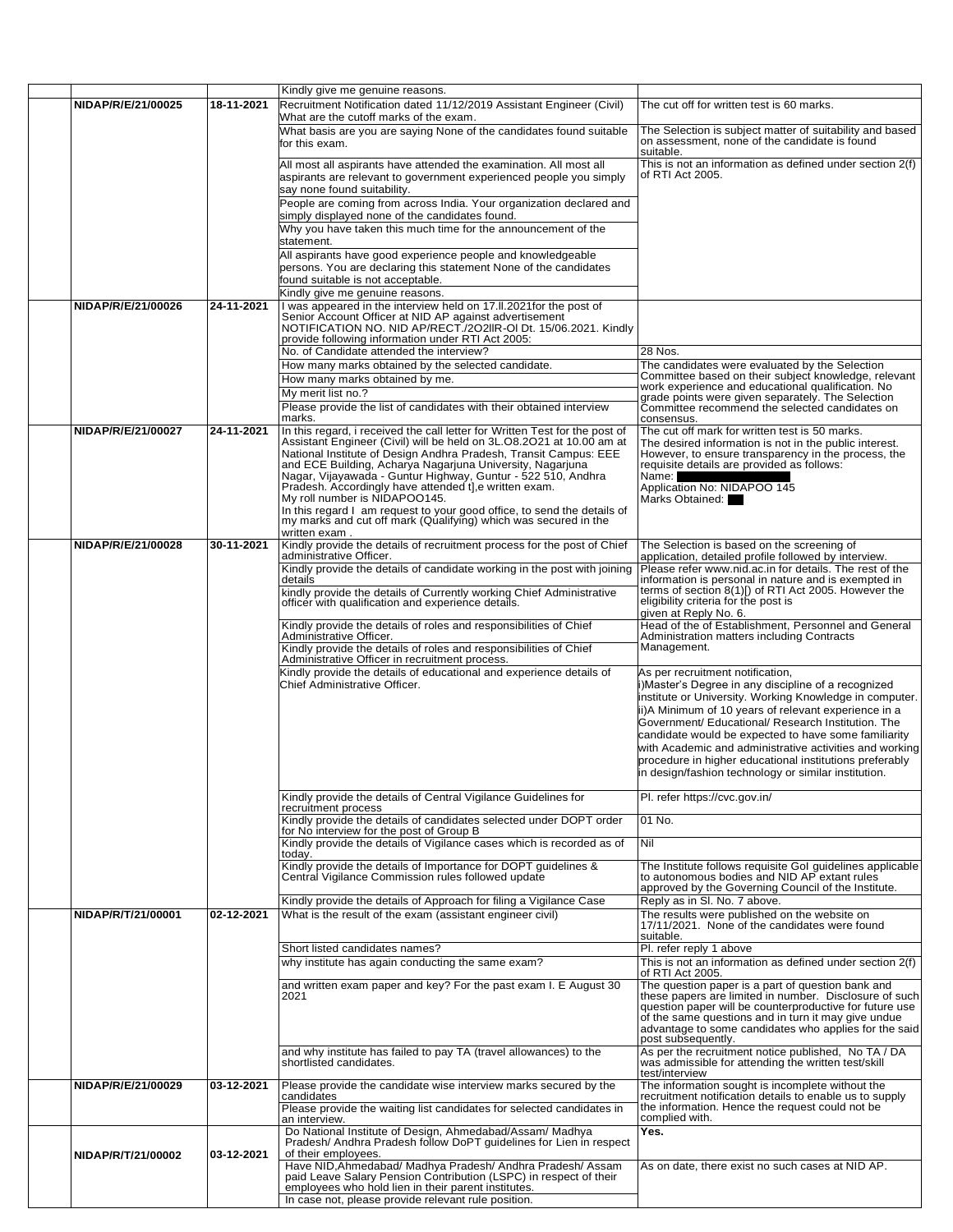| | | | | |
|---|---|---|---|---|
| | | | Kindly give me genuine reasons. | |
| | **NIDAP/R/E/21/00025** | **18-11-2021** | Recruitment Notification dated 11/12/2019 Assistant Engineer (Civil) What are the cutoff marks of the exam. | The cut off for written test is 60 marks. |
| | | | What basis are you are saying None of the candidates found suitable for this exam. | The Selection is subject matter of suitability and based on assessment, none of the candidate is found suitable. |
| | | | All most all aspirants have attended the examination. All most all aspirants are relevant to government experienced people you simply say none found suitability. | This is not an information as defined under section 2(f) of RTI Act 2005. |
| | | | People are coming from across India. Your organization declared and simply displayed none of the candidates found. | |
| | | | Why you have taken this much time for the announcement of the statement. | |
| | | | All aspirants have good experience people and knowledgeable persons. You are declaring this statement None of the candidates found suitable is not acceptable. | |
| | | | Kindly give me genuine reasons. | |
| | **NIDAP/R/E/21/00026** | **24-11-2021** | I was appeared in the interview held on 17.ll.2021for the post of Senior Account Officer at NID AP against advertisement NOTIFICATION NO. NID AP/RECT./2O2lIR-Ol Dt. 15/06.2021. Kindly provide following information under RTI Act 2005: | |
| | | | No. of Candidate attended the interview? | 28 Nos. |
| | | | How many marks obtained by the selected candidate. | The candidates were evaluated by the Selection Committee based on their subject knowledge, relevant work experience and educational qualification. No grade points were given separately. The Selection Committee recommend the selected candidates on consensus. |
| | | | How many marks obtained by me. | |
| | | | My merit list no.? | |
| | | | Please provide the list of candidates with their obtained interview marks. | |
| | **NIDAP/R/E/21/00027** | **24-11-2021** | In this regard, i received the call letter for Written Test for the post of Assistant Engineer (Civil) will be held on 3L.O8.2O21 at 10.00 am at National Institute of Design Andhra Pradesh, Transit Campus: EEE and ECE Building, Acharya Nagarjuna University, Nagarjuna Nagar, Vijayawada - Guntur Highway, Guntur - 522 510, Andhra Pradesh. Accordingly have attended t],e written exam. My roll number is NIDAPOO145. In this regard I am request to your good office, to send the details of my marks and cut off mark (Qualifying) which was secured in the written exam . | The cut off mark for written test is 50 marks. The desired information is not in the public interest. However, to ensure transparency in the process, the requisite details are provided as follows: Name: [redacted] Application No: NIDAPOO 145 Marks Obtained: [redacted] |
| | **NIDAP/R/E/21/00028** | **30-11-2021** | Kindly provide the details of recruitment process for the post of Chief administrative Officer. | The Selection is based on the screening of application, detailed profile followed by interview. |
| | | | Kindly provide the details of candidate working in the post with joining details | Please refer www.nid.ac.in for details. The rest of the information is personal in nature and is exempted in terms of section 8(1)[) of RTI Act 2005. However the eligibility criteria for the post is given at Reply No. 6. |
| | | | kindly provide the details of Currently working Chief Administrative officer with qualification and experience details. | |
| | | | Kindly provide the details of roles and responsibilities of Chief Administrative Officer. | Head of the of Establishment, Personnel and General Administration matters including Contracts Management. |
| | | | Kindly provide the details of roles and responsibilities of Chief Administrative Officer in recruitment process. | |
| | | | Kindly provide the details of educational and experience details of Chief Administrative Officer. | As per recruitment notification, i)Master's Degree in any discipline of a recognized institute or University. Working Knowledge in computer. ii)A Minimum of 10 years of relevant experience in a Government/ Educational/ Research Institution. The candidate would be expected to have some familiarity with Academic and administrative activities and working procedure in higher educational institutions preferably in design/fashion technology or similar institution. |
| | | | Kindly provide the details of Central Vigilance Guidelines for recruitment process | Pl. refer https://cvc.gov.in/ |
| | | | Kindly provide the details of candidates selected under DOPT order for No interview for the post of Group B | 01 No. |
| | | | Kindly provide the details of Vigilance cases which is recorded as of today. | Nil |
| | | | Kindly provide the details of Importance for DOPT guidelines & Central Vigilance Commission rules followed update | The Institute follows requisite GoI guidelines applicable to autonomous bodies and NID AP extant rules approved by the Governing Council of the Institute. |
| | | | Kindly provide the details of Approach for filing a Vigilance Case | Reply as in Sl. No. 7 above. |
| | **NIDAP/R/T/21/00001** | **02-12-2021** | What is the result of the exam (assistant engineer civil) | The results were published on the website on 17/11/2021. None of the candidates were found suitable. |
| | | | Short listed candidates names? | Pl. refer reply 1 above |
| | | | why institute has again conducting the same exam? | This is not an information as defined under section 2(f) of RTI Act 2005. |
| | | | and written exam paper and key? For the past exam I. E August 30 2021 | The question paper is a part of question bank and these papers are limited in number. Disclosure of such question paper will be counterproductive for future use of the same questions and in turn it may give undue advantage to some candidates who applies for the said post subsequently. |
| | | | and why institute has failed to pay TA (travel allowances) to the shortlisted candidates. | As per the recruitment notice published, No TA / DA was admissible for attending the written test/skill test/interview |
| | **NIDAP/R/E/21/00029** | **03-12-2021** | Please provide the candidate wise interview marks secured by the candidates | The information sought is incomplete without the recruitment notification details to enable us to supply the information. Hence the request could not be complied with. |
| | | | Please provide the waiting list candidates for selected candidates in an interview. | |
| | **NIDAP/R/T/21/00002** | **03-12-2021** | Do National Institute of Design, Ahmedabad/Assam/ Madhya Pradesh/ Andhra Pradesh follow DoPT guidelines for Lien in respect of their employees. | **Yes.** |
| | | | Have NID,Ahmedabad/ Madhya Pradesh/ Andhra Pradesh/ Assam paid Leave Salary Pension Contribution (LSPC) in respect of their employees who hold lien in their parent institutes. | As on date, there exist no such cases at NID AP. |
| | | | In case not, please provide relevant rule position. | |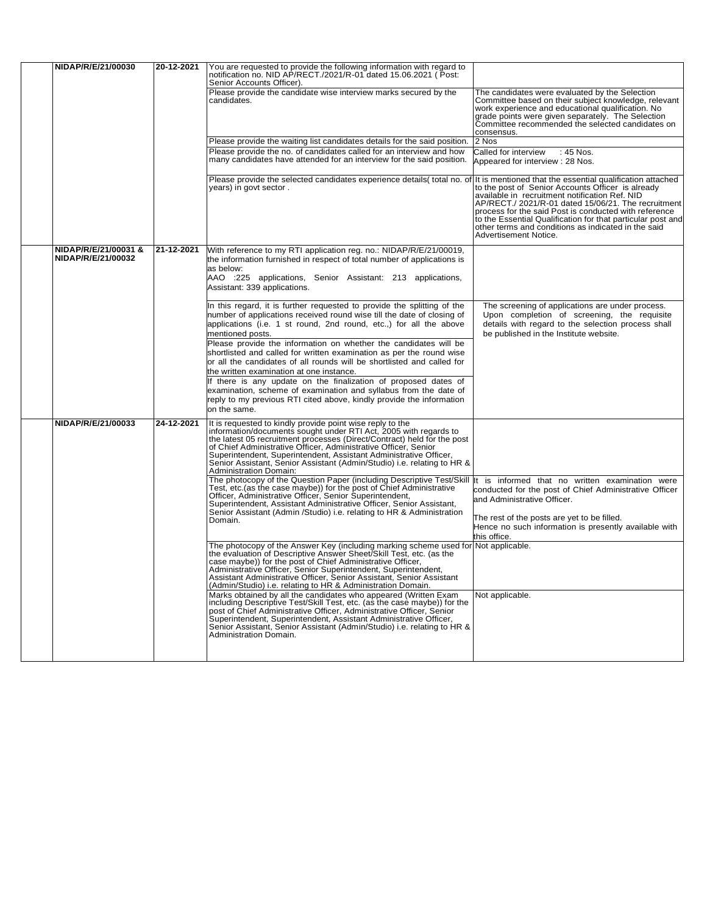|  | NIDAP/R/E/21/00030 | 20-12-2021 | You are requested to provide the following information with regard to notification no. NID AP/RECT./2021/R-01 dated 15.06.2021 ( Post: Senior Accounts Officer). |  |
|---|---|---|---|---|
|  |  |  | Please provide the candidate wise interview marks secured by the candidates. | The candidates were evaluated by the Selection Committee based on their subject knowledge, relevant work experience and educational qualification. No grade points were given separately. The Selection Committee recommended the selected candidates on consensus. |
|  |  |  | Please provide the waiting list candidates details for the said position. | 2 Nos |
|  |  |  | Please provide the no. of candidates called for an interview and how many candidates have attended for an interview for the said position. | Called for interview : 45 Nos.<br>Appeared for interview : 28 Nos. |
|  |  |  | Please provide the selected candidates experience details( total no. of years) in govt sector . | It is mentioned that the essential qualification attached to the post of Senior Accounts Officer is already available in recruitment notification Ref. NID AP/RECT./ 2021/R-01 dated 15/06/21. The recruitment process for the said Post is conducted with reference to the Essential Qualification for that particular post and other terms and conditions as indicated in the said Advertisement Notice. |
|  | NIDAP/R/E/21/00031 & NIDAP/R/E/21/00032 | 21-12-2021 | With reference to my RTI application reg. no.: NIDAP/R/E/21/00019, the information furnished in respect of total number of applications is as below:<br>AAO :225 applications, Senior Assistant: 213 applications, Assistant: 339 applications. |  |
|  |  |  | In this regard, it is further requested to provide the splitting of the number of applications received round wise till the date of closing of applications (i.e. 1 st round, 2nd round, etc.,) for all the above mentioned posts. | The screening of applications are under process. Upon completion of screening, the requisite details with regard to the selection process shall be published in the Institute website. |
|  |  |  | Please provide the information on whether the candidates will be shortlisted and called for written examination as per the round wise or all the candidates of all rounds will be shortlisted and called for the written examination at one instance. |  |
|  |  |  | If there is any update on the finalization of proposed dates of examination, scheme of examination and syllabus from the date of reply to my previous RTI cited above, kindly provide the information on the same. |  |
|  | NIDAP/R/E/21/00033 | 24-12-2021 | It is requested to kindly provide point wise reply to the information/documents sought under RTI Act, 2005 with regards to the latest 05 recruitment processes (Direct/Contract) held for the post of Chief Administrative Officer, Administrative Officer, Senior Superintendent, Superintendent, Assistant Administrative Officer, Senior Assistant, Senior Assistant (Admin/Studio) i.e. relating to HR & Administration Domain: |  |
|  |  |  | The photocopy of the Question Paper (including Descriptive Test/Skill Test, etc.(as the case maybe)) for the post of Chief Administrative Officer, Administrative Officer, Senior Superintendent, Superintendent, Assistant Administrative Officer, Senior Assistant, Senior Assistant (Admin /Studio) i.e. relating to HR & Administration Domain. | It is informed that no written examination were conducted for the post of Chief Administrative Officer and Administrative Officer.<br><br>The rest of the posts are yet to be filled.<br>Hence no such information is presently available with this office. |
|  |  |  | The photocopy of the Answer Key (including marking scheme used for the evaluation of Descriptive Answer Sheet/Skill Test, etc. (as the case maybe)) for the post of Chief Administrative Officer, Administrative Officer, Senior Superintendent, Superintendent, Assistant Administrative Officer, Senior Assistant, Senior Assistant (Admin/Studio) i.e. relating to HR & Administration Domain. | Not applicable. |
|  |  |  | Marks obtained by all the candidates who appeared (Written Exam including Descriptive Test/Skill Test, etc. (as the case maybe)) for the post of Chief Administrative Officer, Administrative Officer, Senior Superintendent, Superintendent, Assistant Administrative Officer, Senior Assistant, Senior Assistant (Admin/Studio) i.e. relating to HR & Administration Domain. | Not applicable. |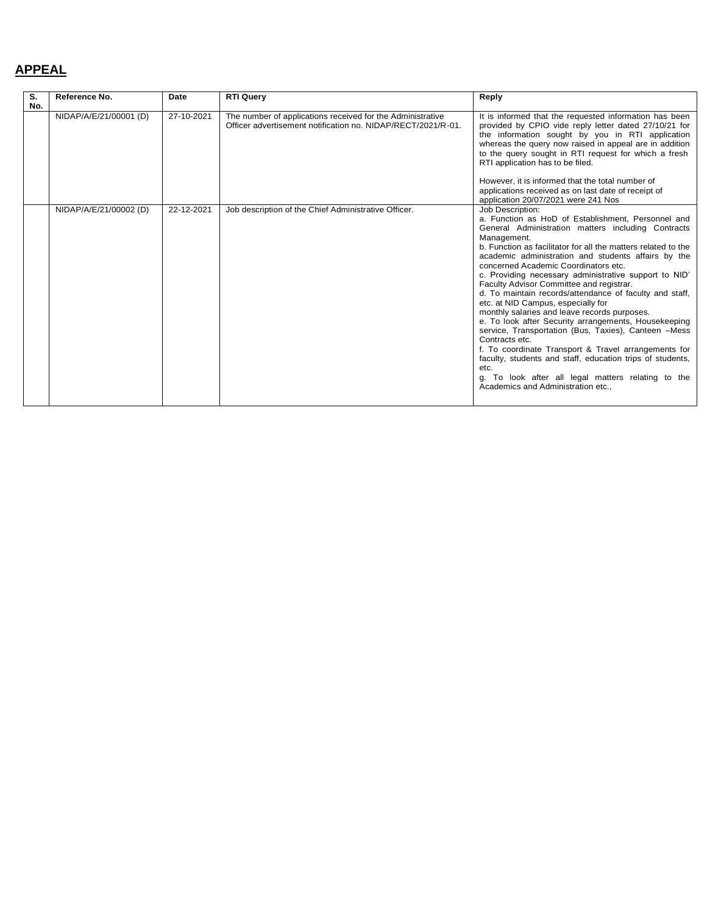## APPEAL

| S. No. | Reference No. | Date | RTI Query | Reply |
|---|---|---|---|---|
| | NIDAP/A/E/21/00001 (D) | 27-10-2021 | The number of applications received for the Administrative Officer advertisement notification no. NIDAP/RECT/2021/R-01. | It is informed that the requested information has been provided by CPIO vide reply letter dated 27/10/21 for the information sought by you in RTI application whereas the query now raised in appeal are in addition to the query sought in RTI request for which a fresh RTI application has to be filed.<br><br>However, it is informed that the total number of applications received as on last date of receipt of application 20/07/2021 were 241 Nos |
| | NIDAP/A/E/21/00002 (D) | 22-12-2021 | Job description of the Chief Administrative Officer. | Job Description:<br>a. Function as HoD of Establishment, Personnel and General Administration matters including Contracts Management.<br>b. Function as facilitator for all the matters related to the academic administration and students affairs by the concerned Academic Coordinators etc.<br>c. Providing necessary administrative support to NID' Faculty Advisor Committee and registrar.<br>d. To maintain records/attendance of faculty and staff, etc. at NID Campus, especially for monthly salaries and leave records purposes.<br>e. To look after Security arrangements, Housekeeping service, Transportation (Bus, Taxies), Canteen –Mess Contracts etc.<br>f. To coordinate Transport & Travel arrangements for faculty, students and staff, education trips of students, etc.<br>g. To look after all legal matters relating to the Academics and Administration etc., |